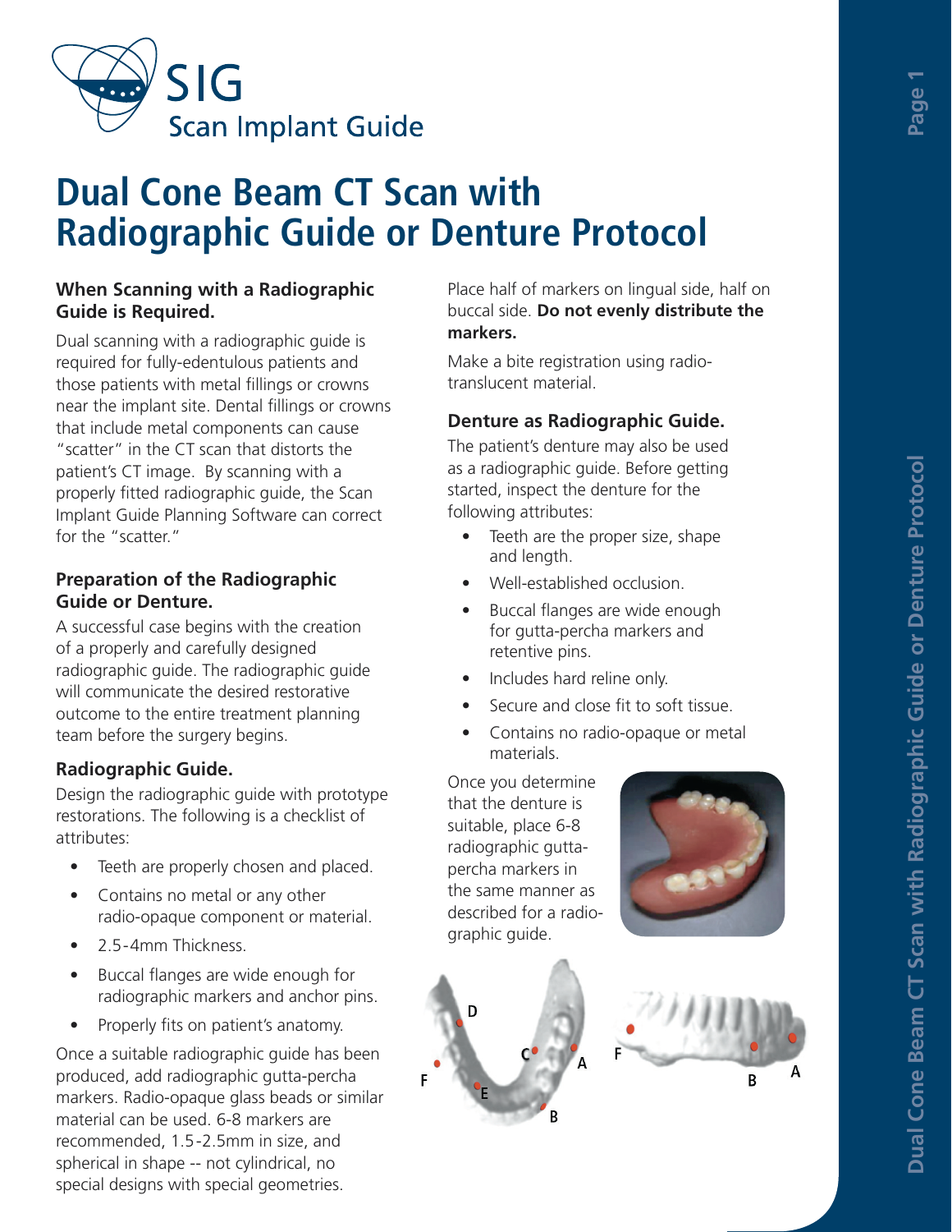SIG Scan Implant Guide

# Dual Cone Beam CT Scan with Radiographic Guide or Denture Protocol

### When Scanning with a Radiographic Guide is Required.

Dual scanning with a radiographic guide is required for fully-edentulous patients and those patients with metal fillings or crowns near the implant site. Dental fillings or crowns that include metal components can cause "scatter" in the CT scan that distorts the patient's CT image. By scanning with a properly fitted radiographic guide, the Scan Implant Guide Planning Software can correct for the "scatter."

### Preparation of the Radiographic Guide or Denture.

A successful case begins with the creation of a properly and carefully designed radiographic guide. The radiographic guide will communicate the desired restorative outcome to the entire treatment planning team before the surgery begins.

### Radiographic Guide.

Design the radiographic guide with prototype restorations. The following is a checklist of attributes:

- Teeth are properly chosen and placed.
- Contains no metal or any other radio-opaque component or material.
- 2.5-4mm Thickness.
- Buccal flanges are wide enough for radiographic markers and anchor pins.
- Properly fits on patient's anatomy.

Once a suitable radiographic guide has been produced, add radiographic gutta-percha markers. Radio-opaque glass beads or similar material can be used. 6-8 markers are recommended, 1.5-2.5mm in size, and spherical in shape -- not cylindrical, no special designs with special geometries.

Place half of markers on lingual side, half on buccal side. **Do not evenly distribute the markers.**

Make a bite registration using radio-translucent material.

### Denture as Radiographic Guide.

The patient's denture may also be used as a radiographic guide. Before getting started, inspect the denture for the following attributes:

- Teeth are the proper size, shape and length.
- Well-established occlusion.
- Buccal flanges are wide enough for gutta-percha markers and retentive pins.
- Includes hard reline only.
- Secure and close fit to soft tissue.
- Contains no radio-opaque or metal materials.

Once you determine that the denture is suitable, place 6-8 radiographic gutta-percha markers in the same manner as described for a radiographic guide.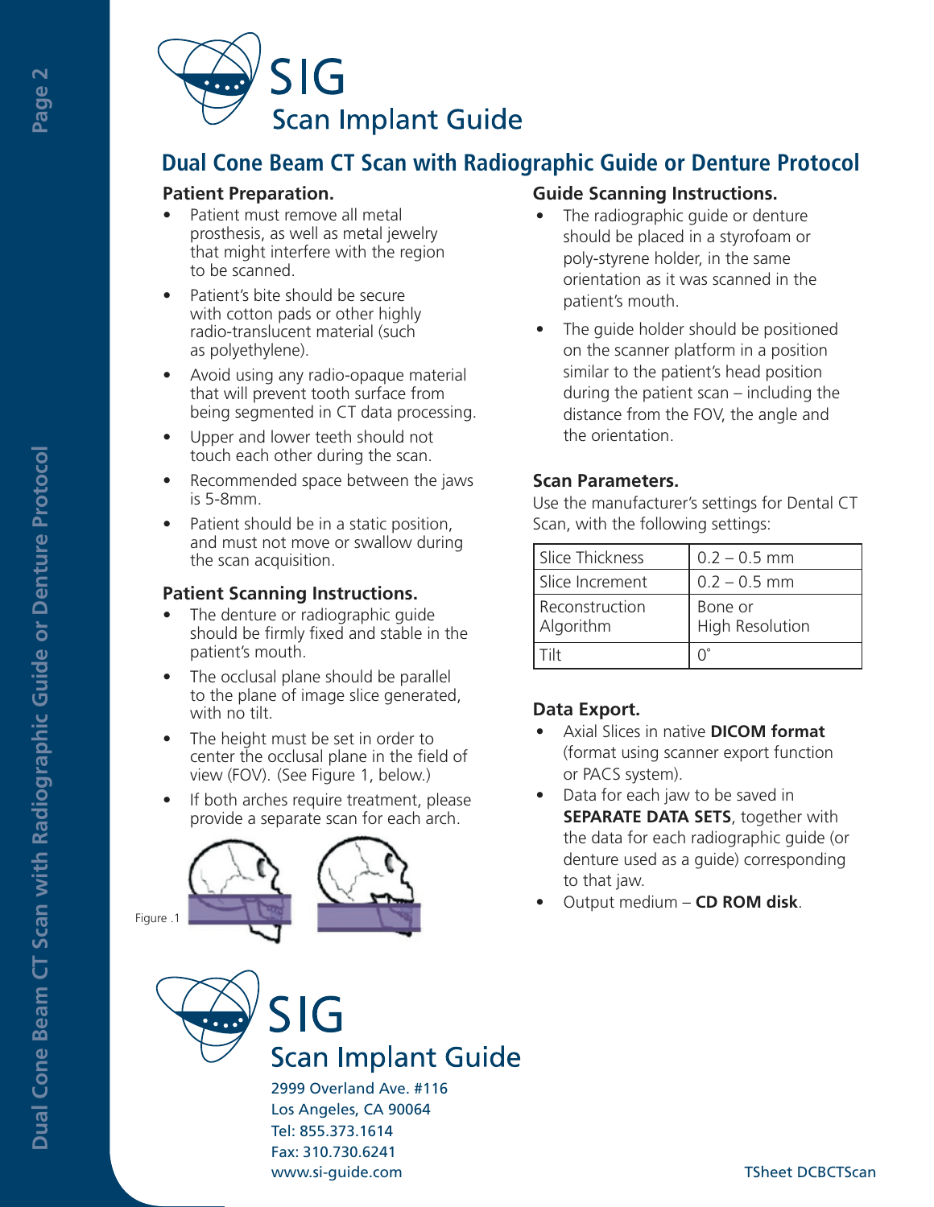# SIG

## Scan Implant Guide

## Dual Cone Beam CT Scan with Radiographic Guide or Denture Protocol

### Patient Preparation.

- Patient must remove all metal prosthesis, as well as metal jewelry that might interfere with the region to be scanned.
- Patient's bite should be secure with cotton pads or other highly radio-translucent material (such as polyethylene).
- Avoid using any radio-opaque material that will prevent tooth surface from being segmented in CT data processing.
- Upper and lower teeth should not touch each other during the scan.
- Recommended space between the jaws is 5-8mm.
- Patient should be in a static position, and must not move or swallow during the scan acquisition.

### Patient Scanning Instructions.

- The denture or radiographic guide should be firmly fixed and stable in the patient's mouth.
- The occlusal plane should be parallel to the plane of image slice generated, with no tilt.
- The height must be set in order to center the occlusal plane in the field of view (FOV). (See Figure 1, below.)
- If both arches require treatment, please provide a separate scan for each arch.

Figure .1

### Guide Scanning Instructions.

- The radiographic guide or denture should be placed in a styrofoam or poly-styrene holder, in the same orientation as it was scanned in the patient's mouth.
- The guide holder should be positioned on the scanner platform in a position similar to the patient's head position during the patient scan – including the distance from the FOV, the angle and the orientation.

### Scan Parameters.

Use the manufacturer's settings for Dental CT Scan, with the following settings:

| | |
|---|---|
| Slice Thickness | 0.2 – 0.5 mm |
| Slice Increment | 0.2 – 0.5 mm |
| Reconstruction Algorithm | Bone or High Resolution |
| Tilt | 0˚ |

### Data Export.

- Axial Slices in native **DICOM format** (format using scanner export function or PACS system).
- Data for each jaw to be saved in **SEPARATE DATA SETS**, together with the data for each radiographic guide (or denture used as a guide) corresponding to that jaw.
- Output medium – **CD ROM disk**.

SIG
Scan Implant Guide

2999 Overland Ave. #116
Los Angeles, CA 90064
Tel: 855.373.1614
Fax: 310.730.6241
www.si-guide.com

TSheet DCBCTScan